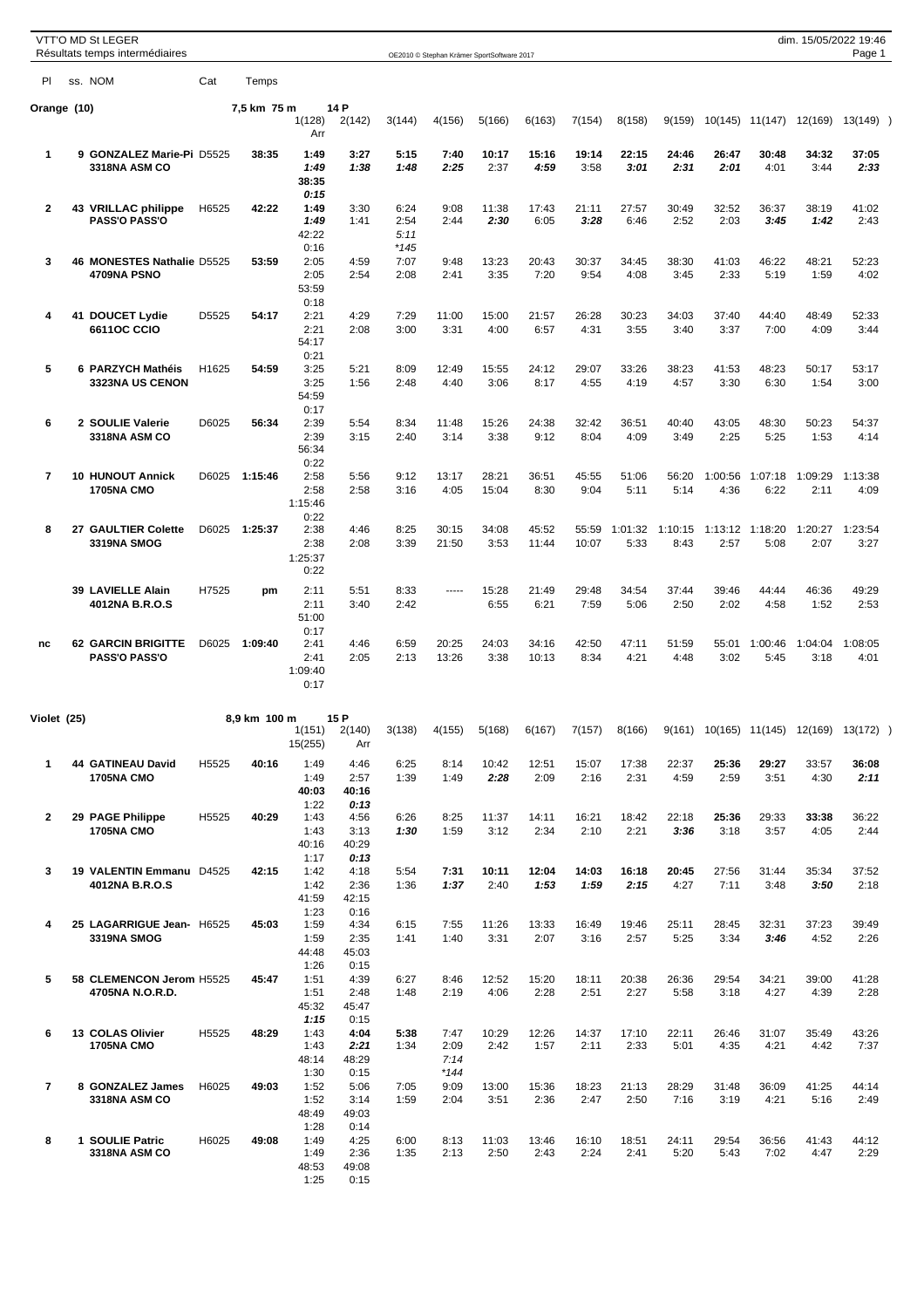VTT'O MD St LEGER

Résultats temps intermédiaires

dim. 15/05/2022 19:46

OE2010 © Stephan Krämer SportSoftware 2017

## Orange (10) — 7,5 km 75 m — 14 P

| Pl | ss. NOM | Cat | Temps | 1(128) | 2(142) | 3(144) | 4(156) | 5(166) | 6(163) | 7(154) | 8(158) | 9(159) | 10(145) | 11(147) | 12(169) | 13(149) ) |
|---|---|---|---|---|---|---|---|---|---|---|---|---|---|---|---|---|
| | | | | Arr | | | | | | | | | | | | |
| 1 | 9 GONZALEZ Marie-Pi | D5525 | 38:35 | 1:49 | 3:27 | 5:15 | 7:40 | 10:17 | 15:16 | 19:14 | 22:15 | 24:46 | 26:47 | 30:48 | 34:32 | 37:05 |
| | 3318NA ASM CO | | | 1:49 | 1:38 | 1:48 | 2:25 | 2:37 | 4:59 | 3:58 | 3:01 | 2:31 | 2:01 | 4:01 | 3:44 | 2:33 |
| | | | | 38:35 | | | | | | | | | | | | |
| | | | | 0:15 | | | | | | | | | | | | |
| 2 | 43 VRILLAC philippe | H6525 | 42:22 | 1:49 | 3:30 | 6:24 | 9:08 | 11:38 | 17:43 | 21:11 | 27:57 | 30:49 | 32:52 | 36:37 | 38:19 | 41:02 |
| | PASS'O PASS'O | | | 1:49 | 1:41 | 2:54 | 2:44 | 2:30 | 6:05 | 3:28 | 6:46 | 2:52 | 2:03 | 3:45 | 1:42 | 2:43 |
| | | | | 42:22 | | 5:11 | | | | | | | | | | |
| | | | | 0:16 | | *145 | | | | | | | | | | |
| 3 | 46 MONESTES Nathalie | D5525 | 53:59 | 2:05 | 4:59 | 7:07 | 9:48 | 13:23 | 20:43 | 30:37 | 34:45 | 38:30 | 41:03 | 46:22 | 48:21 | 52:23 |
| | 4709NA PSNO | | | 2:05 | 2:54 | 2:08 | 2:41 | 3:35 | 7:20 | 9:54 | 4:08 | 3:45 | 2:33 | 5:19 | 1:59 | 4:02 |
| | | | | 53:59 | | | | | | | | | | | | |
| | | | | 0:18 | | | | | | | | | | | | |
| 4 | 41 DOUCET Lydie | D5525 | 54:17 | 2:21 | 4:29 | 7:29 | 11:00 | 15:00 | 21:57 | 26:28 | 30:23 | 34:03 | 37:40 | 44:40 | 48:49 | 52:33 |
| | 6611OC CCIO | | | 2:21 | 2:08 | 3:00 | 3:31 | 4:00 | 6:57 | 4:31 | 3:55 | 3:40 | 3:37 | 7:00 | 4:09 | 3:44 |
| | | | | 54:17 | | | | | | | | | | | | |
| | | | | 0:21 | | | | | | | | | | | | |
| 5 | 6 PARZYCH Mathéis | H1625 | 54:59 | 3:25 | 5:21 | 8:09 | 12:49 | 15:55 | 24:12 | 29:07 | 33:26 | 38:23 | 41:53 | 48:23 | 50:17 | 53:17 |
| | 3323NA US CENON | | | 3:25 | 1:56 | 2:48 | 4:40 | 3:06 | 8:17 | 4:55 | 4:19 | 4:57 | 3:30 | 6:30 | 1:54 | 3:00 |
| | | | | 54:59 | | | | | | | | | | | | |
| | | | | 0:17 | | | | | | | | | | | | |
| 6 | 2 SOULIE Valerie | D6025 | 56:34 | 2:39 | 5:54 | 8:34 | 11:48 | 15:26 | 24:38 | 32:42 | 36:51 | 40:40 | 43:05 | 48:30 | 50:23 | 54:37 |
| | 3318NA ASM CO | | | 2:39 | 3:15 | 2:40 | 3:14 | 3:38 | 9:12 | 8:04 | 4:09 | 3:49 | 2:25 | 5:25 | 1:53 | 4:14 |
| | | | | 56:34 | | | | | | | | | | | | |
| | | | | 0:22 | | | | | | | | | | | | |
| 7 | 10 HUNOUT Annick | D6025 | 1:15:46 | 2:58 | 5:56 | 9:12 | 13:17 | 28:21 | 36:51 | 45:55 | 51:06 | 56:20 | 1:00:56 | 1:07:18 | 1:09:29 | 1:13:38 |
| | 1705NA CMO | | | 2:58 | 2:58 | 3:16 | 4:05 | 15:04 | 8:30 | 9:04 | 5:11 | 5:14 | 4:36 | 6:22 | 2:11 | 4:09 |
| | | | | 1:15:46 | | | | | | | | | | | | |
| | | | | 0:22 | | | | | | | | | | | | |
| 8 | 27 GAULTIER Colette | D6025 | 1:25:37 | 2:38 | 4:46 | 8:25 | 30:15 | 34:08 | 45:52 | 55:59 | 1:01:32 | 1:10:15 | 1:13:12 | 1:18:20 | 1:20:27 | 1:23:54 |
| | 3319NA SMOG | | | 2:38 | 2:08 | 3:39 | 21:50 | 3:53 | 11:44 | 10:07 | 5:33 | 8:43 | 2:57 | 5:08 | 2:07 | 3:27 |
| | | | | 1:25:37 | | | | | | | | | | | | |
| | | | | 0:22 | | | | | | | | | | | | |
| | 39 LAVIELLE Alain | H7525 | pm | 2:11 | 5:51 | 8:33 | ----- | 15:28 | 21:49 | 29:48 | 34:54 | 37:44 | 39:46 | 44:44 | 46:36 | 49:29 |
| | 4012NA B.R.O.S | | | 2:11 | 3:40 | 2:42 | | 6:55 | 6:21 | 7:59 | 5:06 | 2:50 | 2:02 | 4:58 | 1:52 | 2:53 |
| | | | | 51:00 | | | | | | | | | | | | |
| | | | | 0:17 | | | | | | | | | | | | |
| nc | 62 GARCIN BRIGITTE | D6025 | 1:09:40 | 2:41 | 4:46 | 6:59 | 20:25 | 24:03 | 34:16 | 42:50 | 47:11 | 51:59 | 55:01 | 1:00:46 | 1:04:04 | 1:08:05 |
| | PASS'O PASS'O | | | 2:41 | 2:05 | 2:13 | 13:26 | 3:38 | 10:13 | 8:34 | 4:21 | 4:48 | 3:02 | 5:45 | 3:18 | 4:01 |
| | | | | 1:09:40 | | | | | | | | | | | | |
| | | | | 0:17 | | | | | | | | | | | | |

## Violet (25) — 8,9 km 100 m — 15 P

| Pl | ss. NOM | Cat | Temps | 1(151) | 2(140) | 3(138) | 4(155) | 5(168) | 6(167) | 7(157) | 8(166) | 9(161) | 10(165) | 11(145) | 12(169) | 13(172) ) |
|---|---|---|---|---|---|---|---|---|---|---|---|---|---|---|---|---|
| | | | | 15(255) | Arr | | | | | | | | | | | |
| 1 | 44 GATINEAU David | H5525 | 40:16 | 1:49 | 4:46 | 6:25 | 8:14 | 10:42 | 12:51 | 15:07 | 17:38 | 22:37 | 25:36 | 29:27 | 33:57 | 36:08 |
| | 1705NA CMO | | | 1:49 | 2:57 | 1:39 | 1:49 | 2:28 | 2:09 | 2:16 | 2:31 | 4:59 | 2:59 | 3:51 | 4:30 | 2:11 |
| | | | | 40:03 | 40:16 | | | | | | | | | | | |
| | | | | 1:22 | 0:13 | | | | | | | | | | | |
| 2 | 29 PAGE Philippe | H5525 | 40:29 | 1:43 | 4:56 | 6:26 | 8:25 | 11:37 | 14:11 | 16:21 | 18:42 | 22:18 | 25:36 | 29:30 | 33:38 | 36:22 |
| | 1705NA CMO | | | 1:43 | 3:13 | 1:30 | 1:59 | 3:12 | 2:34 | 2:10 | 2:21 | 3:36 | 3:18 | 3:57 | 4:05 | 2:44 |
| | | | | 40:16 | 40:29 | | | | | | | | | | | |
| | | | | 1:17 | 0:13 | | | | | | | | | | | |
| 3 | 19 VALENTIN Emmanu | D4525 | 42:15 | 1:42 | 4:18 | 5:54 | 7:31 | 10:11 | 12:04 | 14:03 | 16:18 | 20:45 | 27:56 | 31:44 | 35:34 | 37:52 |
| | 4012NA B.R.O.S | | | 1:42 | 2:36 | 1:36 | 1:37 | 2:40 | 1:53 | 1:59 | 2:15 | 4:27 | 7:11 | 3:48 | 3:50 | 2:18 |
| | | | | 41:59 | 42:15 | | | | | | | | | | | |
| | | | | 1:23 | 0:16 | | | | | | | | | | | |
| 4 | 25 LAGARRIGUE Jean- | H6525 | 45:03 | 1:59 | 4:34 | 6:15 | 7:55 | 11:26 | 13:33 | 16:49 | 19:46 | 25:11 | 28:45 | 32:31 | 37:23 | 39:49 |
| | 3319NA SMOG | | | 1:59 | 2:35 | 1:41 | 1:40 | 3:31 | 2:07 | 3:16 | 2:57 | 5:25 | 3:34 | 3:46 | 4:52 | 2:26 |
| | | | | 44:48 | 45:03 | | | | | | | | | | | |
| | | | | 1:26 | 0:15 | | | | | | | | | | | |
| 5 | 58 CLEMENCON Jerom | H5525 | 45:47 | 1:51 | 4:39 | 6:27 | 8:46 | 12:52 | 15:20 | 18:11 | 20:38 | 26:36 | 29:54 | 34:21 | 39:00 | 41:28 |
| | 4705NA N.O.R.D. | | | 1:51 | 2:48 | 1:48 | 2:19 | 4:06 | 2:28 | 2:51 | 2:27 | 5:58 | 3:18 | 4:27 | 4:39 | 2:28 |
| | | | | 45:32 | 45:47 | | | | | | | | | | | |
| | | | | 1:15 | 0:15 | | | | | | | | | | | |
| 6 | 13 COLAS Olivier | H5525 | 48:29 | 1:43 | 4:04 | 5:38 | 7:47 | 10:29 | 12:26 | 14:37 | 17:10 | 22:11 | 26:46 | 31:07 | 35:49 | 43:26 |
| | 1705NA CMO | | | 1:43 | 2:21 | 1:34 | 2:09 | 2:42 | 1:57 | 2:11 | 2:33 | 5:01 | 4:35 | 4:21 | 4:42 | 7:37 |
| | | | | 48:14 | 48:29 | | 7:14 | | | | | | | | | |
| | | | | 1:30 | 0:15 | | *144 | | | | | | | | | |
| 7 | 8 GONZALEZ James | H6025 | 49:03 | 1:52 | 5:06 | 7:05 | 9:09 | 13:00 | 15:36 | 18:23 | 21:13 | 28:29 | 31:48 | 36:09 | 41:25 | 44:14 |
| | 3318NA ASM CO | | | 1:52 | 3:14 | 1:59 | 2:04 | 3:51 | 2:36 | 2:47 | 2:50 | 7:16 | 3:19 | 4:21 | 5:16 | 2:49 |
| | | | | 48:49 | 49:03 | | | | | | | | | | | |
| | | | | 1:28 | 0:14 | | | | | | | | | | | |
| 8 | 1 SOULIE Patric | H6025 | 49:08 | 1:49 | 4:25 | 6:00 | 8:13 | 11:03 | 13:46 | 16:10 | 18:51 | 24:11 | 29:54 | 36:56 | 41:43 | 44:12 |
| | 3318NA ASM CO | | | 1:49 | 2:36 | 1:35 | 2:13 | 2:50 | 2:43 | 2:24 | 2:41 | 5:20 | 5:43 | 7:02 | 4:47 | 2:29 |
| | | | | 48:53 | 49:08 | | | | | | | | | | | |
| | | | | 1:25 | 0:15 | | | | | | | | | | | |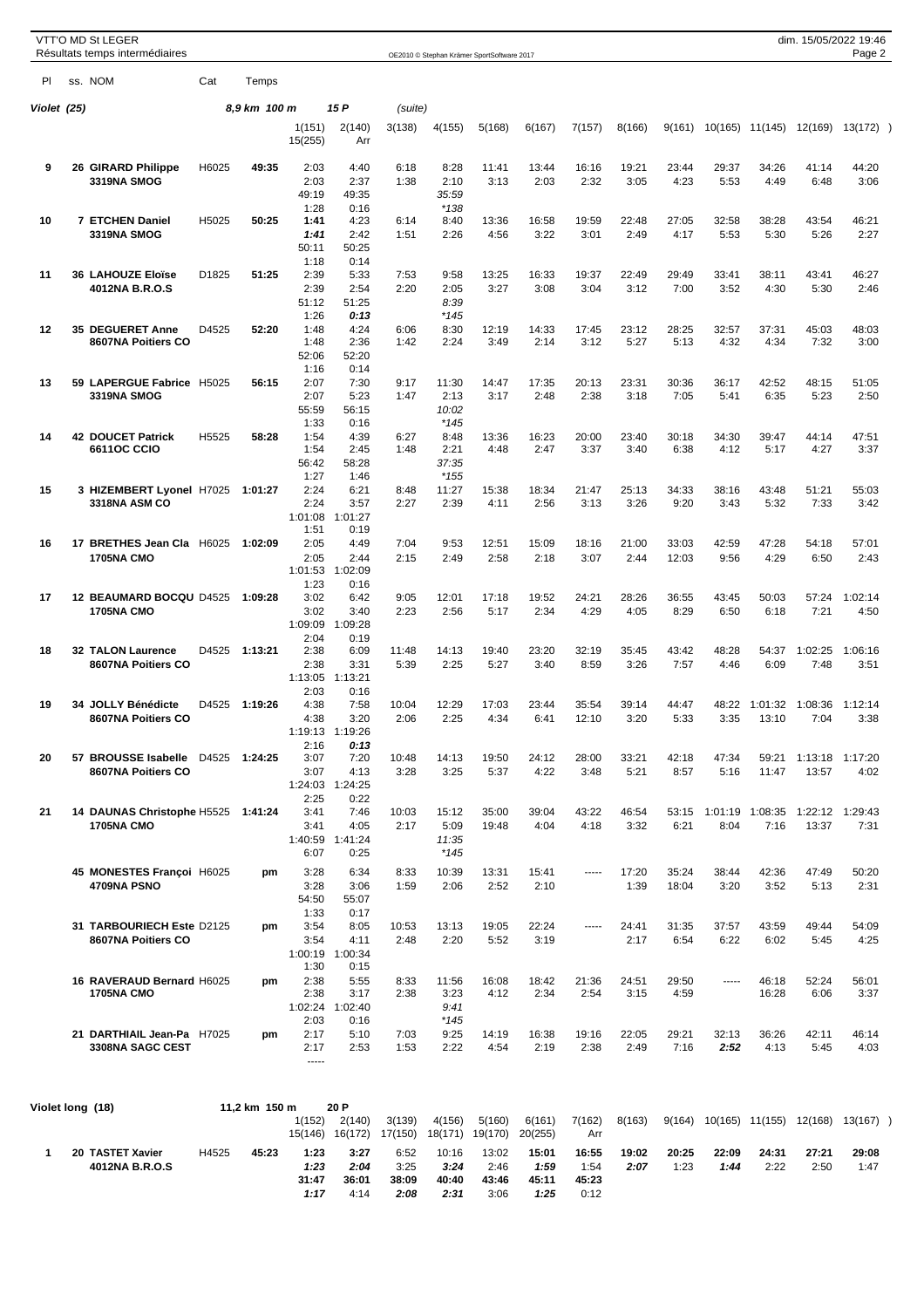VTT'O MD St LEGER
Résultats temps intermédiaires

OE2010 © Stephan Krämer SportSoftware 2017

dim. 15/05/2022 19:46

| Pl | ss. NOM | Cat | Temps | | | | | | | | | | | | | | |
|---|---|---|---|---|---|---|---|---|---|---|---|---|---|---|---|---|---|

**Violet (25)** — 8,9 km 100 m — 15 P (suite)

| Pl | ss. NOM | Cat | Temps | 1(151) / 15(255) | 2(140) / Arr | 3(138) | 4(155) | 5(168) | 6(167) | 7(157) | 8(166) | 9(161) | 10(165) | 11(145) | 12(169) | 13(172) |
|---|---|---|---|---|---|---|---|---|---|---|---|---|---|---|---|---|
| 9 | 26 GIRARD Philippe<br>3319NA SMOG | H6025 | 49:35 | 2:03<br>2:03<br>49:19<br>1:28 | 4:40<br>2:37<br>49:35<br>0:16 | 6:18<br>1:38 | 8:28<br>2:10<br>35:59<br>*138 | 11:41<br>3:13 | 13:44<br>2:03 | 16:16<br>2:32 | 19:21<br>3:05 | 23:44<br>4:23 | 29:37<br>5:53 | 34:26<br>4:49 | 41:14<br>6:48 | 44:20<br>3:06 |
| 10 | 7 ETCHEN Daniel<br>3319NA SMOG | H5025 | 50:25 | 1:41<br>1:41<br>50:11<br>1:18 | 4:23<br>2:42<br>50:25<br>0:14 | 6:14<br>1:51 | 8:40<br>2:26 | 13:36<br>4:56 | 16:58<br>3:22 | 19:59<br>3:01 | 22:48<br>2:49 | 27:05<br>4:17 | 32:58<br>5:53 | 38:28<br>5:30 | 43:54<br>5:26 | 46:21<br>2:27 |
| 11 | 36 LAHOUZE Eloïse<br>4012NA B.R.O.S | D1825 | 51:25 | 2:39<br>2:39<br>51:12<br>1:26 | 5:33<br>2:54<br>51:25<br>0:13 | 7:53<br>2:20 | 9:58<br>2:05<br>8:39<br>*145 | 13:25<br>3:27 | 16:33<br>3:08 | 19:37<br>3:04 | 22:49<br>3:12 | 29:49<br>7:00 | 33:41<br>3:52 | 38:11<br>4:30 | 43:41<br>5:30 | 46:27<br>2:46 |
| 12 | 35 DEGUERET Anne<br>8607NA Poitiers CO | D4525 | 52:20 | 1:48<br>1:48<br>52:06<br>1:16 | 4:24<br>2:36<br>52:20<br>0:14 | 6:06<br>1:42 | 8:30<br>2:24 | 12:19<br>3:49 | 14:33<br>2:14 | 17:45<br>3:12 | 23:12<br>5:27 | 28:25<br>5:13 | 32:57<br>4:32 | 37:31<br>4:34 | 45:03<br>7:32 | 48:03<br>3:00 |
| 13 | 59 LAPERGUE Fabrice<br>3319NA SMOG | H5025 | 56:15 | 2:07<br>2:07<br>55:59<br>1:33 | 7:30<br>5:23<br>56:15<br>0:16 | 9:17<br>1:47 | 11:30<br>2:13<br>10:02<br>*145 | 14:47<br>3:17 | 17:35<br>2:48 | 20:13<br>2:38 | 23:31<br>3:18 | 30:36<br>7:05 | 36:17<br>5:41 | 42:52<br>6:35 | 48:15<br>5:23 | 51:05<br>2:50 |
| 14 | 42 DOUCET Patrick<br>6611OC CCIO | H5525 | 58:28 | 1:54<br>1:54<br>56:42<br>1:27 | 4:39<br>2:45<br>58:28<br>1:46 | 6:27<br>1:48 | 8:48<br>2:21<br>37:35<br>*155 | 13:36<br>4:48 | 16:23<br>2:47 | 20:00<br>3:37 | 23:40<br>3:40 | 30:18<br>6:38 | 34:30<br>4:12 | 39:47<br>5:17 | 44:14<br>4:27 | 47:51<br>3:37 |
| 15 | 3 HIZEMBERT Lyonel<br>3318NA ASM CO | H7025 | 1:01:27 | 2:24<br>2:24<br>1:01:08<br>1:51 | 6:21<br>3:57<br>1:01:27<br>0:19 | 8:48<br>2:27 | 11:27<br>2:39 | 15:38<br>4:11 | 18:34<br>2:56 | 21:47<br>3:13 | 25:13<br>3:26 | 34:33<br>9:20 | 38:16<br>3:43 | 43:48<br>5:32 | 51:21<br>7:33 | 55:03<br>3:42 |
| 16 | 17 BRETHES Jean Cla<br>1705NA CMO | H6025 | 1:02:09 | 2:05<br>2:05<br>1:01:53<br>1:23 | 4:49<br>2:44<br>1:02:09<br>0:16 | 7:04<br>2:15 | 9:53<br>2:49 | 12:51<br>2:58 | 15:09<br>2:18 | 18:16<br>3:07 | 21:00<br>2:44 | 33:03<br>12:03 | 42:59<br>9:56 | 47:28<br>4:29 | 54:18<br>6:50 | 57:01<br>2:43 |
| 17 | 12 BEAUMARD BOCQU<br>1705NA CMO | D4525 | 1:09:28 | 3:02<br>3:02<br>1:09:09<br>2:04 | 6:42<br>3:40<br>1:09:28<br>0:19 | 9:05<br>2:23 | 12:01<br>2:56 | 17:18<br>5:17 | 19:52<br>2:34 | 24:21<br>4:29 | 28:26<br>4:05 | 36:55<br>8:29 | 43:45<br>6:50 | 50:03<br>6:18 | 57:24<br>7:21 | 1:02:14<br>4:50 |
| 18 | 32 TALON Laurence<br>8607NA Poitiers CO | D4525 | 1:13:21 | 2:38<br>2:38<br>1:13:05<br>2:03 | 6:09<br>3:31<br>1:13:21<br>0:16 | 11:48<br>5:39 | 14:13<br>2:25 | 19:40<br>5:27 | 23:20<br>3:40 | 32:19<br>8:59 | 35:45<br>3:26 | 43:42<br>7:57 | 48:28<br>4:46 | 54:37<br>6:09 | 1:02:25<br>7:48 | 1:06:16<br>3:51 |
| 19 | 34 JOLLY Bénédicte<br>8607NA Poitiers CO | D4525 | 1:19:26 | 4:38<br>4:38<br>1:19:13<br>2:16 | 7:58<br>3:20<br>1:19:26<br>0:13 | 10:04<br>2:06 | 12:29<br>2:25 | 17:03<br>4:34 | 23:44<br>6:41 | 35:54<br>12:10 | 39:14<br>3:20 | 44:47<br>5:33 | 48:22<br>3:35 | 1:01:32<br>13:10 | 1:08:36<br>7:04 | 1:12:14<br>3:38 |
| 20 | 57 BROUSSE Isabelle<br>8607NA Poitiers CO | D4525 | 1:24:25 | 3:07<br>3:07<br>1:24:03<br>2:25 | 7:20<br>4:13<br>1:24:25<br>0:22 | 10:48<br>3:28 | 14:13<br>3:25 | 19:50<br>5:37 | 24:12<br>4:22 | 28:00<br>3:48 | 33:21<br>5:21 | 42:18<br>8:57 | 47:34<br>5:16 | 59:21<br>11:47 | 1:13:18<br>13:57 | 1:17:20<br>4:02 |
| 21 | 14 DAUNAS Christophe<br>1705NA CMO | H5525 | 1:41:24 | 3:41<br>3:41<br>1:40:59<br>6:07 | 7:46<br>4:05<br>1:41:24<br>0:25 | 10:03<br>2:17 | 15:12<br>5:09<br>11:35<br>*145 | 35:00<br>19:48 | 39:04<br>4:04 | 43:22<br>4:18 | 46:54<br>3:32 | 53:15<br>6:21 | 1:01:19<br>8:04 | 1:08:35<br>7:16 | 1:22:12<br>13:37 | 1:29:43<br>7:31 |
| | 45 MONESTES Françoi<br>4709NA PSNO | H6025 | pm | 3:28<br>3:28<br>54:50<br>1:33 | 6:34<br>3:06<br>55:07<br>0:17 | 8:33<br>1:59 | 10:39<br>2:06 | 13:31<br>2:52 | 15:41<br>2:10 | ----- | 17:20<br>1:39 | 35:24<br>18:04 | 38:44<br>3:20 | 42:36<br>3:52 | 47:49<br>5:13 | 50:20<br>2:31 |
| | 31 TARBOURIECH Este<br>8607NA Poitiers CO | D2125 | pm | 3:54<br>3:54<br>1:00:19<br>1:30 | 8:05<br>4:11<br>1:00:34<br>0:15 | 10:53<br>2:48 | 13:13<br>2:20 | 19:05<br>5:52 | 22:24<br>3:19 | ----- | 24:41<br>2:17 | 31:35<br>6:54 | 37:57<br>6:22 | 43:59<br>6:02 | 49:44<br>5:45 | 54:09<br>4:25 |
| | 16 RAVERAUD Bernard<br>1705NA CMO | H6025 | pm | 2:38<br>2:38<br>1:02:24<br>2:03 | 5:55<br>3:17<br>1:02:40<br>0:16 | 8:33<br>2:38 | 11:56<br>3:23<br>9:41<br>*145 | 16:08<br>4:12 | 18:42<br>2:34 | 21:36<br>2:54 | 24:51<br>3:15 | 29:50<br>4:59 | ----- | 46:18<br>16:28 | 52:24<br>6:06 | 56:01<br>3:37 |
| | 21 DARTHIAIL Jean-Pa<br>3308NA SAGC CEST | H7025 | pm | 2:17<br>2:17<br>----- | 5:10<br>2:53 | 7:03<br>1:53 | 9:25<br>2:22 | 14:19<br>4:54 | 16:38<br>2:19 | 19:16<br>2:38 | 22:05<br>2:49 | 29:21<br>7:16 | 32:13<br>2:52 | 36:26<br>4:13 | 42:11<br>5:45 | 46:14<br>4:03 |

**Violet long (18)** — 11,2 km 150 m — 20 P

| Pl | ss. NOM | Cat | Temps | 1(152) / 15(146) | 2(140) / 16(172) | 3(139) / 17(150) | 4(156) / 18(171) | 5(160) / 19(170) | 6(161) / 20(255) | 7(162) / Arr | 8(163) | 9(164) | 10(165) | 11(155) | 12(169) | 13(167) |
|---|---|---|---|---|---|---|---|---|---|---|---|---|---|---|---|---|
| 1 | 20 TASTET Xavier<br>4012NA B.R.O.S | H4525 | 45:23 | 1:23<br>1:23<br>31:47<br>1:17 | 3:27<br>2:04<br>36:01<br>4:14 | 6:52<br>3:25<br>38:09<br>2:08 | 10:16<br>3:24<br>40:40<br>2:31 | 13:02<br>2:46<br>43:46<br>3:06 | 15:01<br>1:59<br>45:11<br>1:25 | 16:55<br>1:54<br>45:23<br>0:12 | 19:02<br>2:07 | 20:25<br>1:23 | 22:09<br>1:44 | 24:31<br>2:22 | 27:21<br>2:50 | 29:08<br>1:47 |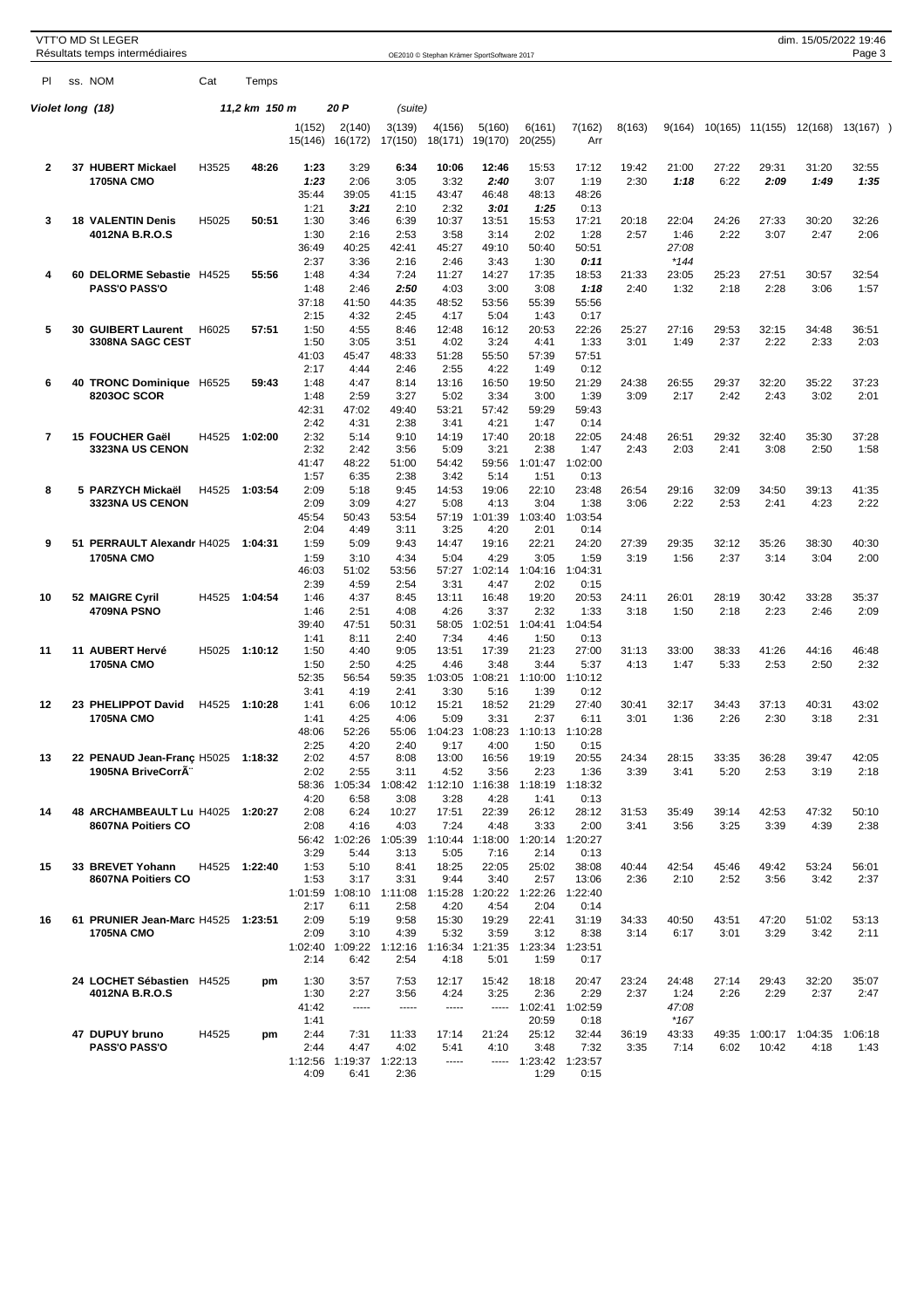**Violet long (18)** 11,2 km 150 m 20 P (suite)

| Pl | ss. | NOM | Cat | Temps | 1(152) | 2(140) | 3(139) | 4(156) | 5(160) | 6(161) | 7(162) | 8(163) | 9(164) | 10(165) | 11(155) | 12(168) | 13(167) ) |
|---|---|---|---|---|---|---|---|---|---|---|---|---|---|---|---|---|---|
| | | | | | 15(146) | 16(172) | 17(150) | 18(171) | 19(170) | 20(255) | Arr | | | | | | |
| 2 | 37 | HUBERT Mickael | H3525 | 48:26 | 1:23 | 3:29 | 6:34 | 10:06 | 12:46 | 15:53 | 17:12 | 19:42 | 21:00 | 27:22 | 29:31 | 31:20 | 32:55 |
| | | 1705NA CMO | | | 1:23 | 2:06 | 3:05 | 3:32 | 2:40 | 3:07 | 1:19 | 2:30 | 1:18 | 6:22 | 2:09 | 1:49 | 1:35 |
| | | | | | 35:44 | 39:05 | 41:15 | 43:47 | 46:48 | 48:13 | 48:26 | | | | | | |
| | | | | | 1:21 | 3:21 | 2:10 | 2:32 | 3:01 | 1:25 | 0:13 | | | | | | |
| 3 | 18 | VALENTIN Denis | H5025 | 50:51 | 1:30 | 3:46 | 6:39 | 10:37 | 13:51 | 15:53 | 17:21 | 20:18 | 22:04 | 24:26 | 27:33 | 30:20 | 32:26 |
| | | 4012NA B.R.O.S | | | 1:30 | 2:16 | 2:53 | 3:58 | 3:14 | 2:02 | 1:28 | 2:57 | 1:46 | 2:22 | 3:07 | 2:47 | 2:06 |
| | | | | | 36:49 | 40:25 | 42:41 | 45:27 | 49:10 | 50:40 | 50:51 | | 27:08 | | | | |
| | | | | | 2:37 | 3:36 | 2:16 | 2:46 | 3:43 | 1:30 | 0:11 | | *144 | | | | |
| 4 | 60 | DELORME Sebastie | H4525 | 55:56 | 1:48 | 4:34 | 7:24 | 11:27 | 14:27 | 17:35 | 18:53 | 21:33 | 23:05 | 25:23 | 27:51 | 30:57 | 32:54 |
| | | PASS'O PASS'O | | | 1:48 | 2:46 | 2:50 | 4:03 | 3:00 | 3:08 | 1:18 | 2:40 | 1:32 | 2:18 | 2:28 | 3:06 | 1:57 |
| | | | | | 37:18 | 41:50 | 44:35 | 48:52 | 53:56 | 55:39 | 55:56 | | | | | | |
| | | | | | 2:15 | 4:32 | 2:45 | 4:17 | 5:04 | 1:43 | 0:17 | | | | | | |
| 5 | 30 | GUIBERT Laurent | H6025 | 57:51 | 1:50 | 4:55 | 8:46 | 12:48 | 16:12 | 20:53 | 22:26 | 25:27 | 27:16 | 29:53 | 32:15 | 34:48 | 36:51 |
| | | 3308NA SAGC CEST | | | 1:50 | 3:05 | 3:51 | 4:02 | 3:24 | 4:41 | 1:33 | 3:01 | 1:49 | 2:37 | 2:22 | 2:33 | 2:03 |
| | | | | | 41:03 | 45:47 | 48:33 | 51:28 | 55:50 | 57:39 | 57:51 | | | | | | |
| | | | | | 2:17 | 4:44 | 2:46 | 2:55 | 4:22 | 1:49 | 0:12 | | | | | | |
| 6 | 40 | TRONC Dominique | H6525 | 59:43 | 1:48 | 4:47 | 8:14 | 13:16 | 16:50 | 19:50 | 21:29 | 24:38 | 26:55 | 29:37 | 32:20 | 35:22 | 37:23 |
| | | 8203OC SCOR | | | 1:48 | 2:59 | 3:27 | 5:02 | 3:34 | 3:00 | 1:39 | 3:09 | 2:17 | 2:42 | 2:43 | 3:02 | 2:01 |
| | | | | | 42:31 | 47:02 | 49:40 | 53:21 | 57:42 | 59:29 | 59:43 | | | | | | |
| | | | | | 2:42 | 4:31 | 2:38 | 3:41 | 4:21 | 1:47 | 0:14 | | | | | | |
| 7 | 15 | FOUCHER Gaël | H4525 | 1:02:00 | 2:32 | 5:14 | 9:10 | 14:19 | 17:40 | 20:18 | 22:05 | 24:48 | 26:51 | 29:32 | 32:40 | 35:30 | 37:28 |
| | | 3323NA US CENON | | | 2:32 | 2:42 | 3:56 | 5:09 | 3:21 | 2:38 | 1:47 | 2:43 | 2:03 | 2:41 | 3:08 | 2:50 | 1:58 |
| | | | | | 41:47 | 48:22 | 51:00 | 54:42 | 59:56 | 1:01:47 | 1:02:00 | | | | | | |
| | | | | | 1:57 | 6:35 | 2:38 | 3:42 | 5:14 | 1:51 | 0:13 | | | | | | |
| 8 | 5 | PARZYCH Mickaël | H4525 | 1:03:54 | 2:09 | 5:18 | 9:45 | 14:53 | 19:06 | 22:10 | 23:48 | 26:54 | 29:16 | 32:09 | 34:50 | 39:13 | 41:35 |
| | | 3323NA US CENON | | | 2:09 | 3:09 | 4:27 | 5:08 | 4:13 | 3:04 | 1:38 | 3:06 | 2:22 | 2:53 | 2:41 | 4:23 | 2:22 |
| | | | | | 45:54 | 50:43 | 53:54 | 57:19 | 1:01:39 | 1:03:40 | 1:03:54 | | | | | | |
| | | | | | 2:04 | 4:49 | 3:11 | 3:25 | 4:20 | 2:01 | 0:14 | | | | | | |
| 9 | 51 | PERRAULT Alexandr | H4025 | 1:04:31 | 1:59 | 5:09 | 9:43 | 14:47 | 19:16 | 22:21 | 24:20 | 27:39 | 29:35 | 32:12 | 35:26 | 38:30 | 40:30 |
| | | 1705NA CMO | | | 1:59 | 3:10 | 4:34 | 5:04 | 4:29 | 3:05 | 1:59 | 3:19 | 1:56 | 2:37 | 3:14 | 3:04 | 2:00 |
| | | | | | 46:03 | 51:02 | 53:56 | 57:27 | 1:02:14 | 1:04:16 | 1:04:31 | | | | | | |
| | | | | | 2:39 | 4:59 | 2:54 | 3:31 | 4:47 | 2:02 | 0:15 | | | | | | |
| 10 | 52 | MAIGRE Cyril | H4525 | 1:04:54 | 1:46 | 4:37 | 8:45 | 13:11 | 16:48 | 19:20 | 20:53 | 24:11 | 26:01 | 28:19 | 30:42 | 33:28 | 35:37 |
| | | 4709NA PSNO | | | 1:46 | 2:51 | 4:08 | 4:26 | 3:37 | 2:32 | 1:33 | 3:18 | 1:50 | 2:18 | 2:23 | 2:46 | 2:09 |
| | | | | | 39:40 | 47:51 | 50:31 | 58:05 | 1:02:51 | 1:04:41 | 1:04:54 | | | | | | |
| | | | | | 1:41 | 8:11 | 2:40 | 7:34 | 4:46 | 1:50 | 0:13 | | | | | | |
| 11 | 11 | AUBERT Hervé | H5025 | 1:10:12 | 1:50 | 4:40 | 9:05 | 13:51 | 17:39 | 21:23 | 27:00 | 31:13 | 33:00 | 38:33 | 41:26 | 44:16 | 46:48 |
| | | 1705NA CMO | | | 1:50 | 2:50 | 4:25 | 4:46 | 3:48 | 3:44 | 5:37 | 4:13 | 1:47 | 5:33 | 2:53 | 2:50 | 2:32 |
| | | | | | 52:35 | 56:54 | 59:35 | 1:03:05 | 1:08:21 | 1:10:00 | 1:10:12 | | | | | | |
| | | | | | 3:41 | 4:19 | 2:41 | 3:30 | 5:16 | 1:39 | 0:12 | | | | | | |
| 12 | 23 | PHELIPPOT David | H4525 | 1:10:28 | 1:41 | 6:06 | 10:12 | 15:21 | 18:52 | 21:29 | 27:40 | 30:41 | 32:17 | 34:43 | 37:13 | 40:31 | 43:02 |
| | | 1705NA CMO | | | 1:41 | 4:25 | 4:06 | 5:09 | 3:31 | 2:37 | 6:11 | 3:01 | 1:36 | 2:26 | 2:30 | 3:18 | 2:31 |
| | | | | | 48:06 | 52:26 | 55:06 | 1:04:23 | 1:08:23 | 1:10:13 | 1:10:28 | | | | | | |
| | | | | | 2:25 | 4:20 | 2:40 | 9:17 | 4:00 | 1:50 | 0:15 | | | | | | |
| 13 | 22 | PENAUD Jean-Franç | H5025 | 1:18:32 | 2:02 | 4:57 | 8:08 | 13:00 | 16:56 | 19:19 | 20:55 | 24:34 | 28:15 | 33:35 | 36:28 | 39:47 | 42:05 |
| | | 1905NA BriveCorrÃ¨ | | | 2:02 | 2:55 | 3:11 | 4:52 | 3:56 | 2:23 | 1:36 | 3:39 | 3:41 | 5:20 | 2:53 | 3:19 | 2:18 |
| | | | | | 58:36 | 1:05:34 | 1:08:42 | 1:12:10 | 1:16:38 | 1:18:19 | 1:18:32 | | | | | | |
| | | | | | 4:20 | 6:58 | 3:08 | 3:28 | 4:28 | 1:41 | 0:13 | | | | | | |
| 14 | 48 | ARCHAMBEAULT Lu | H4025 | 1:20:27 | 2:08 | 6:24 | 10:27 | 17:51 | 22:39 | 26:12 | 28:12 | 31:53 | 35:49 | 39:14 | 42:53 | 47:32 | 50:10 |
| | | 8607NA Poitiers CO | | | 2:08 | 4:16 | 4:03 | 7:24 | 4:48 | 3:33 | 2:00 | 3:41 | 3:56 | 3:25 | 3:39 | 4:39 | 2:38 |
| | | | | | 56:42 | 1:02:26 | 1:05:39 | 1:10:44 | 1:18:00 | 1:20:14 | 1:20:27 | | | | | | |
| | | | | | 3:29 | 5:44 | 3:13 | 5:05 | 7:16 | 2:14 | 0:13 | | | | | | |
| 15 | 33 | BREVET Yohann | H4525 | 1:22:40 | 1:53 | 5:10 | 8:41 | 18:25 | 22:05 | 25:02 | 38:08 | 40:44 | 42:54 | 45:46 | 49:42 | 53:24 | 56:01 |
| | | 8607NA Poitiers CO | | | 1:53 | 3:17 | 3:31 | 9:44 | 3:40 | 2:57 | 13:06 | 2:36 | 2:10 | 2:52 | 3:56 | 3:42 | 2:37 |
| | | | | | 1:01:59 | 1:08:10 | 1:11:08 | 1:15:28 | 1:20:22 | 1:22:26 | 1:22:40 | | | | | | |
| | | | | | 2:17 | 6:11 | 2:58 | 4:20 | 4:54 | 2:04 | 0:14 | | | | | | |
| 16 | 61 | PRUNIER Jean-Marc | H4525 | 1:23:51 | 2:09 | 5:19 | 9:58 | 15:30 | 19:29 | 22:41 | 31:19 | 34:33 | 40:50 | 43:51 | 47:20 | 51:02 | 53:13 |
| | | 1705NA CMO | | | 2:09 | 3:10 | 4:39 | 5:32 | 3:59 | 3:12 | 8:38 | 3:14 | 6:17 | 3:01 | 3:29 | 3:42 | 2:11 |
| | | | | | 1:02:40 | 1:09:22 | 1:12:16 | 1:16:34 | 1:21:35 | 1:23:34 | 1:23:51 | | | | | | |
| | | | | | 2:14 | 6:42 | 2:54 | 4:18 | 5:01 | 1:59 | 0:17 | | | | | | |
| | 24 | LOCHET Sébastien | H4525 | pm | 1:30 | 3:57 | 7:53 | 12:17 | 15:42 | 18:18 | 20:47 | 23:24 | 24:48 | 27:14 | 29:43 | 32:20 | 35:07 |
| | | 4012NA B.R.O.S | | | 1:30 | 2:27 | 3:56 | 4:24 | 3:25 | 2:36 | 2:29 | 2:37 | 1:24 | 2:26 | 2:29 | 2:37 | 2:47 |
| | | | | | 41:42 | ----- | ----- | ----- | ----- | 1:02:41 | 1:02:59 | | 47:08 | | | | |
| | | | | | 1:41 | | | | | 20:59 | 0:18 | | *167 | | | | |
| | 47 | DUPUY bruno | H4525 | pm | 2:44 | 7:31 | 11:33 | 17:14 | 21:24 | 25:12 | 32:44 | 36:19 | 43:33 | 49:35 | 1:00:17 | 1:04:35 | 1:06:18 |
| | | PASS'O PASS'O | | | 2:44 | 4:47 | 4:02 | 5:41 | 4:10 | 3:48 | 7:32 | 3:35 | 7:14 | 6:02 | 10:42 | 4:18 | 1:43 |
| | | | | | 1:12:56 | 1:19:37 | 1:22:13 | ----- | ----- | 1:23:42 | 1:23:57 | | | | | | |
| | | | | | 4:09 | 6:41 | 2:36 | | | 1:29 | 0:15 | | | | | | |